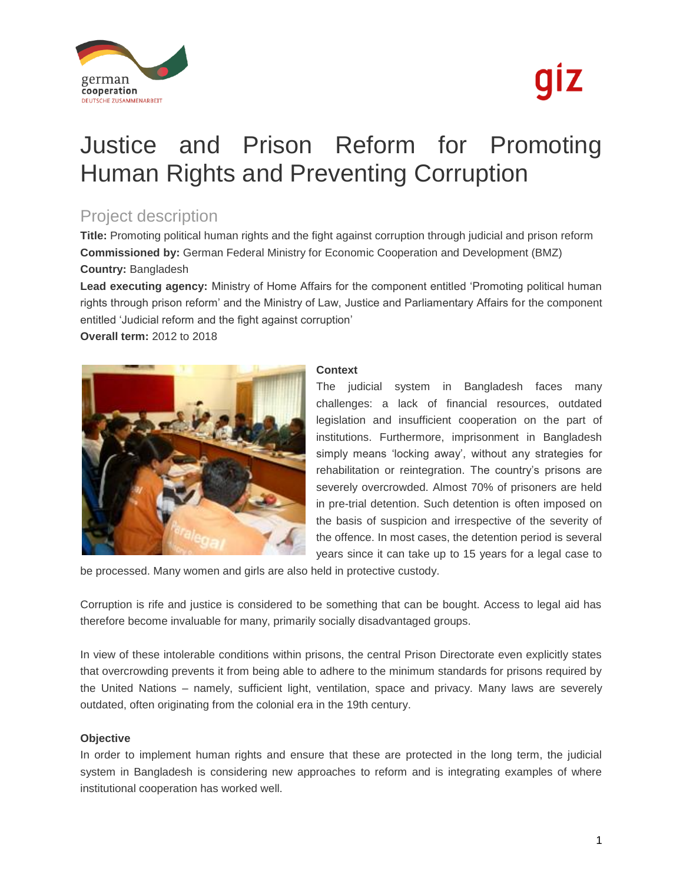# Justice and Prison Reform for Promoting Human Rights and Preventing Corruption

## Project description

**Title:** Promoting political human rights and the fight against corruption through judicial and prison reform

**Commissioned by:** German Federal Ministry for Economic Cooperation and Development (BMZ)

**Country:** Bangladesh

**Lead executing agency:** Ministry of Home Affairs for the component entitled 'Promoting political human rights through prison reform' and the Ministry of Law, Justice and Parliamentary Affairs for the component entitled 'Judicial reform and the fight against corruption'

**Overall term:** 2012 to 2018

### Context

The judicial system in Bangladesh faces many challenges: a lack of financial resources, outdated legislation and insufficient cooperation on the part of institutions. Furthermore, imprisonment in Bangladesh simply means 'locking away', without any strategies for rehabilitation or reintegration. The country's prisons are severely overcrowded. Almost 70% of prisoners are held in pre-trial detention. Such detention is often imposed on the basis of suspicion and irrespective of the severity of the offence. In most cases, the detention period is several years since it can take up to 15 years for a legal case to be processed. Many women and girls are also held in protective custody.

Corruption is rife and justice is considered to be something that can be bought. Access to legal aid has therefore become invaluable for many, primarily socially disadvantaged groups.

In view of these intolerable conditions within prisons, the central Prison Directorate even explicitly states that overcrowding prevents it from being able to adhere to the minimum standards for prisons required by the United Nations – namely, sufficient light, ventilation, space and privacy. Many laws are severely outdated, often originating from the colonial era in the 19th century.

### Objective

In order to implement human rights and ensure that these are protected in the long term, the judicial system in Bangladesh is considering new approaches to reform and is integrating examples of where institutional cooperation has worked well.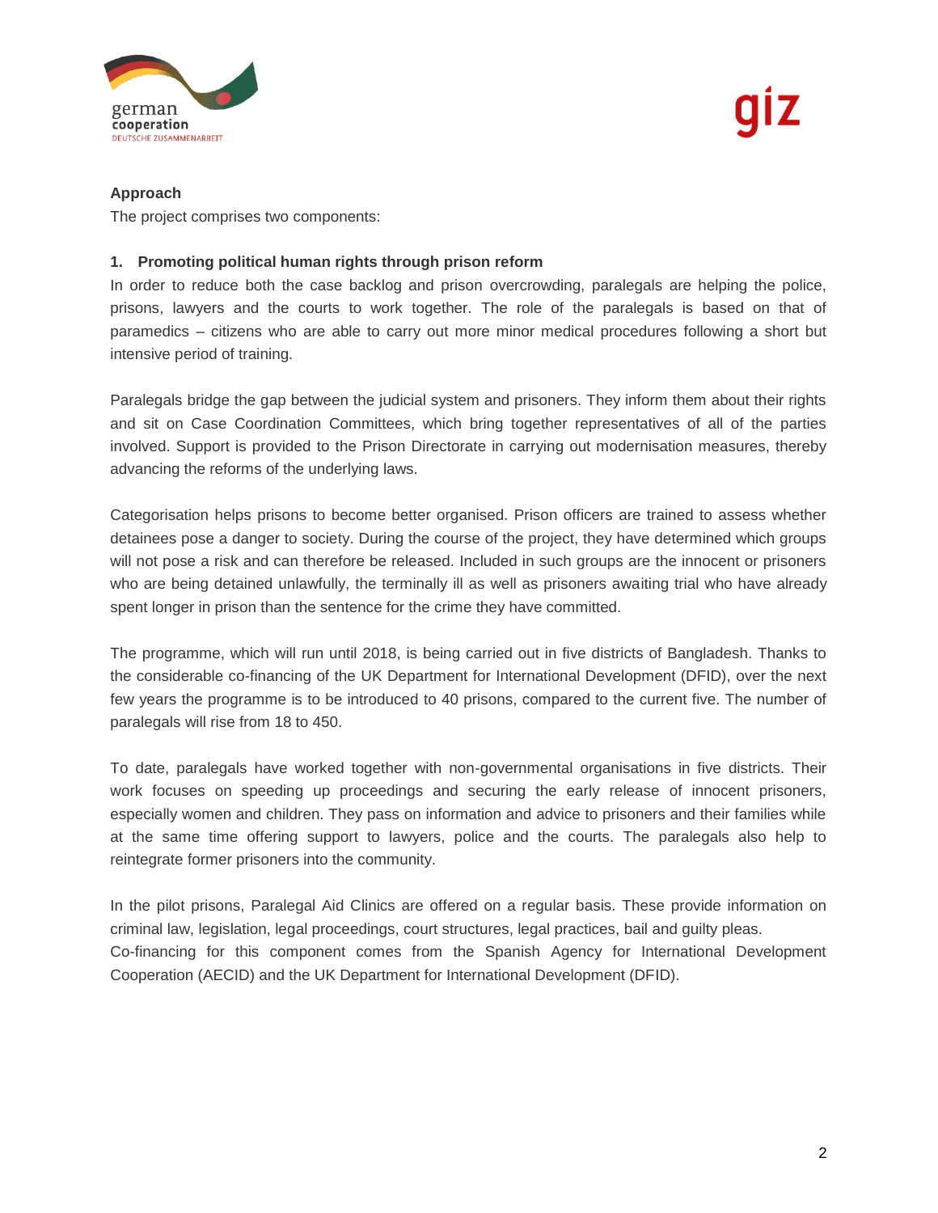**Approach**

The project comprises two components:

1. **Promoting political human rights through prison reform**

In order to reduce both the case backlog and prison overcrowding, paralegals are helping the police, prisons, lawyers and the courts to work together. The role of the paralegals is based on that of paramedics – citizens who are able to carry out more minor medical procedures following a short but intensive period of training.

Paralegals bridge the gap between the judicial system and prisoners. They inform them about their rights and sit on Case Coordination Committees, which bring together representatives of all of the parties involved. Support is provided to the Prison Directorate in carrying out modernisation measures, thereby advancing the reforms of the underlying laws.

Categorisation helps prisons to become better organised. Prison officers are trained to assess whether detainees pose a danger to society. During the course of the project, they have determined which groups will not pose a risk and can therefore be released. Included in such groups are the innocent or prisoners who are being detained unlawfully, the terminally ill as well as prisoners awaiting trial who have already spent longer in prison than the sentence for the crime they have committed.

The programme, which will run until 2018, is being carried out in five districts of Bangladesh. Thanks to the considerable co-financing of the UK Department for International Development (DFID), over the next few years the programme is to be introduced to 40 prisons, compared to the current five. The number of paralegals will rise from 18 to 450.

To date, paralegals have worked together with non-governmental organisations in five districts. Their work focuses on speeding up proceedings and securing the early release of innocent prisoners, especially women and children. They pass on information and advice to prisoners and their families while at the same time offering support to lawyers, police and the courts. The paralegals also help to reintegrate former prisoners into the community.

In the pilot prisons, Paralegal Aid Clinics are offered on a regular basis. These provide information on criminal law, legislation, legal proceedings, court structures, legal practices, bail and guilty pleas.
Co-financing for this component comes from the Spanish Agency for International Development Cooperation (AECID) and the UK Department for International Development (DFID).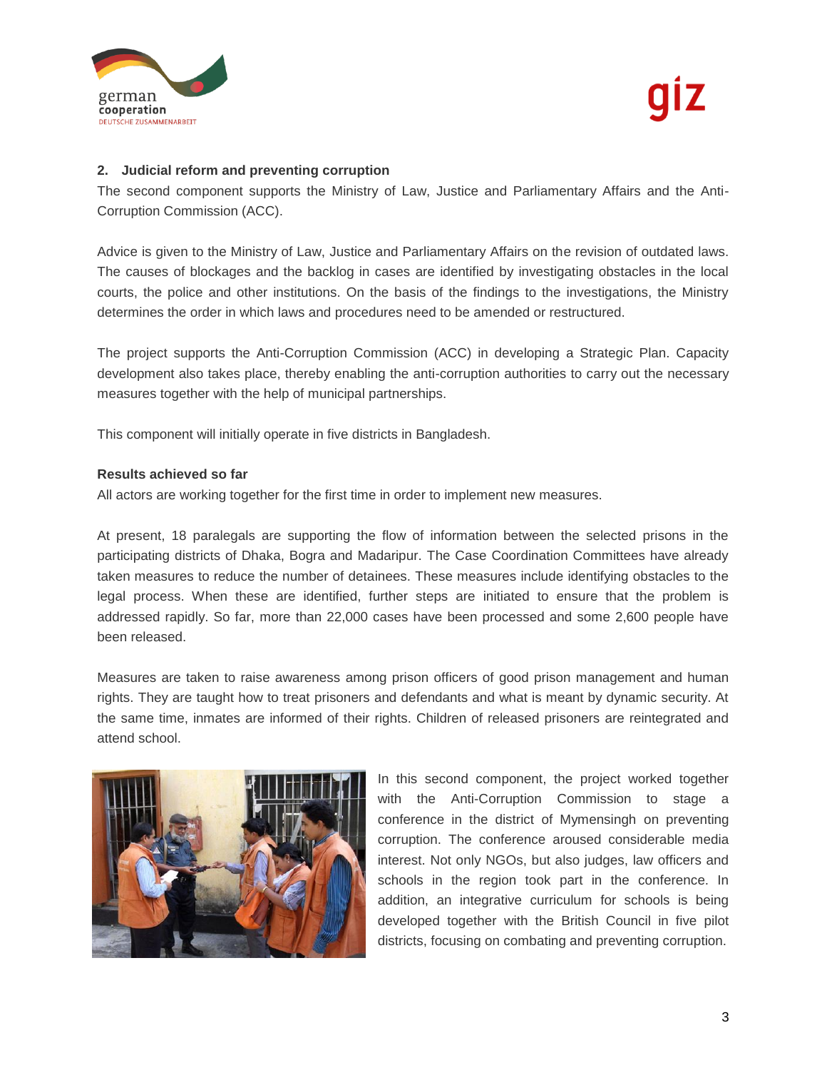## 2. Judicial reform and preventing corruption

The second component supports the Ministry of Law, Justice and Parliamentary Affairs and the Anti-Corruption Commission (ACC).

Advice is given to the Ministry of Law, Justice and Parliamentary Affairs on the revision of outdated laws. The causes of blockages and the backlog in cases are identified by investigating obstacles in the local courts, the police and other institutions. On the basis of the findings to the investigations, the Ministry determines the order in which laws and procedures need to be amended or restructured.

The project supports the Anti-Corruption Commission (ACC) in developing a Strategic Plan. Capacity development also takes place, thereby enabling the anti-corruption authorities to carry out the necessary measures together with the help of municipal partnerships.

This component will initially operate in five districts in Bangladesh.

**Results achieved so far**

All actors are working together for the first time in order to implement new measures.

At present, 18 paralegals are supporting the flow of information between the selected prisons in the participating districts of Dhaka, Bogra and Madaripur. The Case Coordination Committees have already taken measures to reduce the number of detainees. These measures include identifying obstacles to the legal process. When these are identified, further steps are initiated to ensure that the problem is addressed rapidly. So far, more than 22,000 cases have been processed and some 2,600 people have been released.

Measures are taken to raise awareness among prison officers of good prison management and human rights. They are taught how to treat prisoners and defendants and what is meant by dynamic security. At the same time, inmates are informed of their rights. Children of released prisoners are reintegrated and attend school.

In this second component, the project worked together with the Anti-Corruption Commission to stage a conference in the district of Mymensingh on preventing corruption. The conference aroused considerable media interest. Not only NGOs, but also judges, law officers and schools in the region took part in the conference. In addition, an integrative curriculum for schools is being developed together with the British Council in five pilot districts, focusing on combating and preventing corruption.